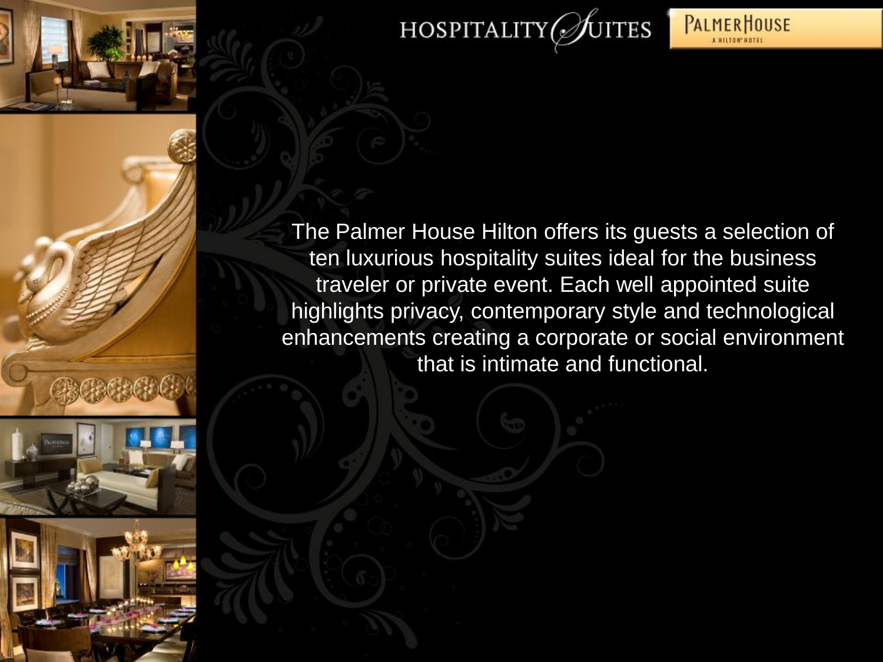# HOSPITALITY SUITES

PALMER HOUSE
A HILTON HOTEL

The Palmer House Hilton offers its guests a selection of ten luxurious hospitality suites ideal for the business traveler or private event. Each well appointed suite highlights privacy, contemporary style and technological enhancements creating a corporate or social environment that is intimate and functional.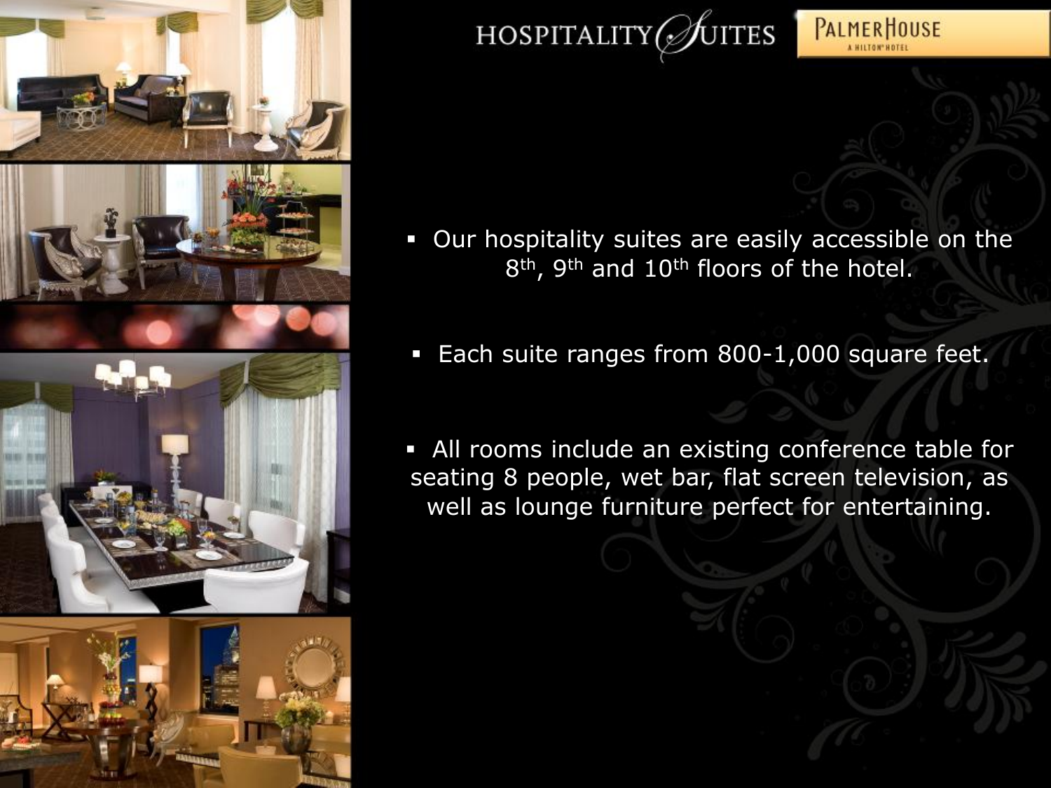# HOSPITALITY SUITES

PALMER HOUSE
A HILTON HOTEL

- Our hospitality suites are easily accessible on the 8th, 9th and 10th floors of the hotel.
- Each suite ranges from 800-1,000 square feet.
- All rooms include an existing conference table for seating 8 people, wet bar, flat screen television, as well as lounge furniture perfect for entertaining.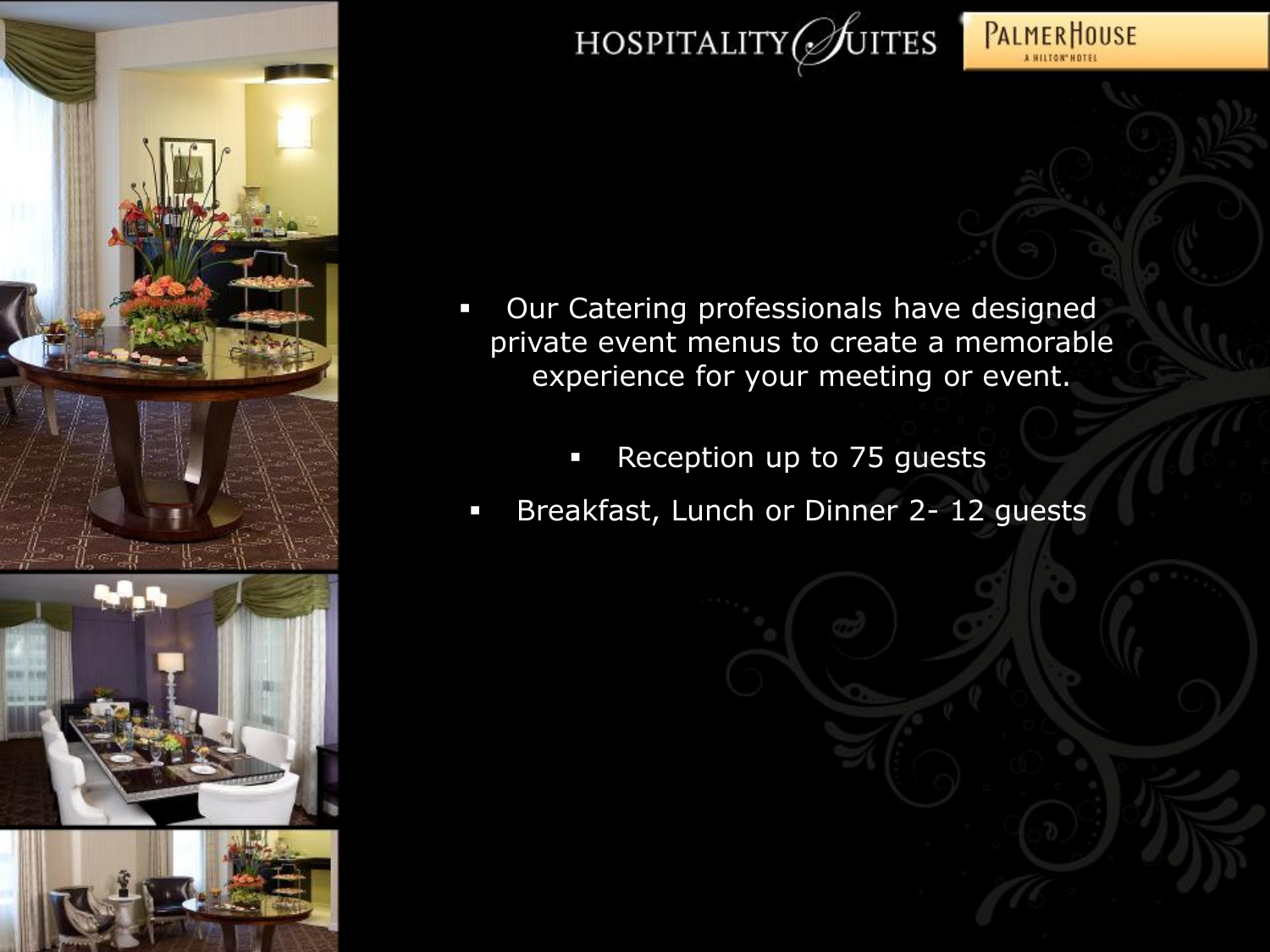HOSPITALITY SUITES

PALMER HOUSE
A HILTON HOTEL

- Our Catering professionals have designed private event menus to create a memorable experience for your meeting or event.
- Reception up to 75 guests
- Breakfast, Lunch or Dinner 2- 12 guests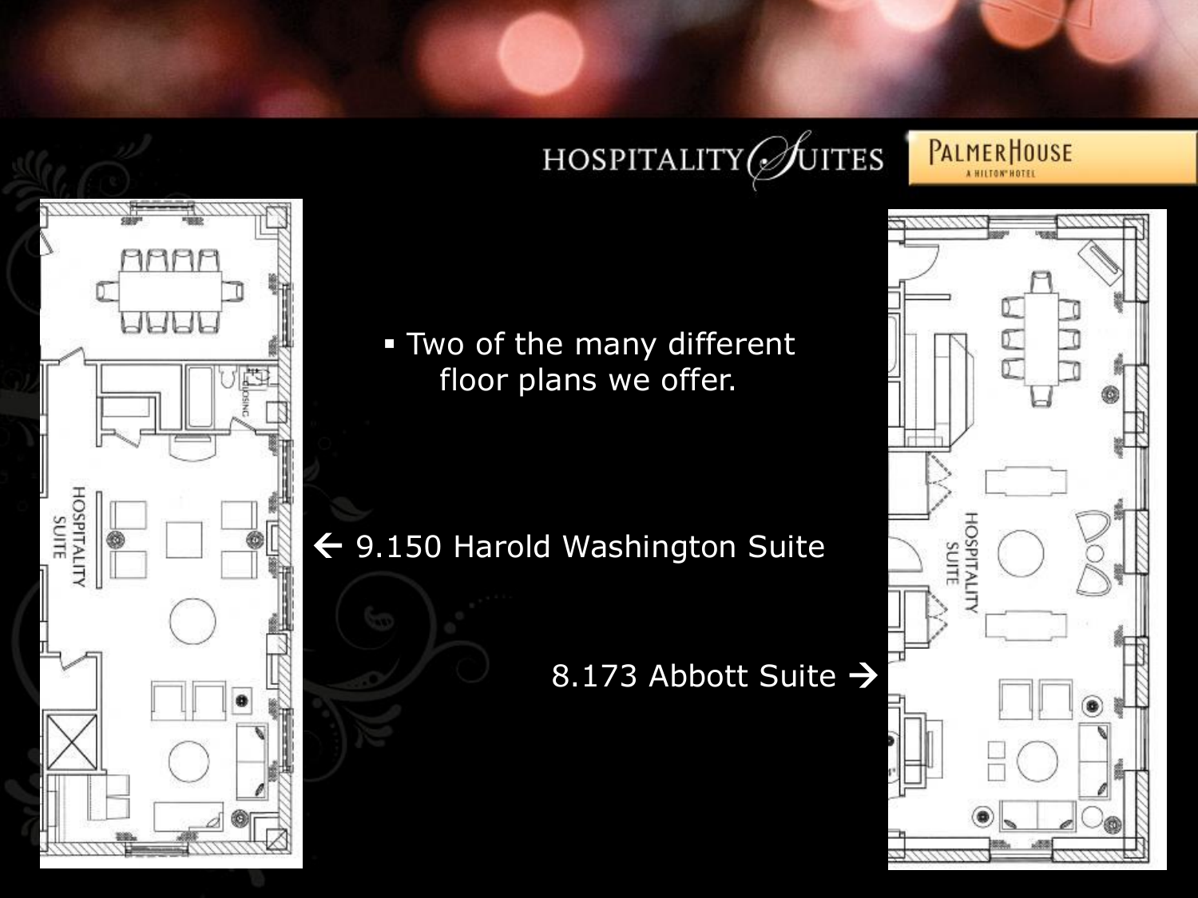HOSPITALITY SUITES

PALMER HOUSE
A HILTON HOTEL

- Two of the many different floor plans we offer.

← 9.150 Harold Washington Suite

8.173 Abbott Suite →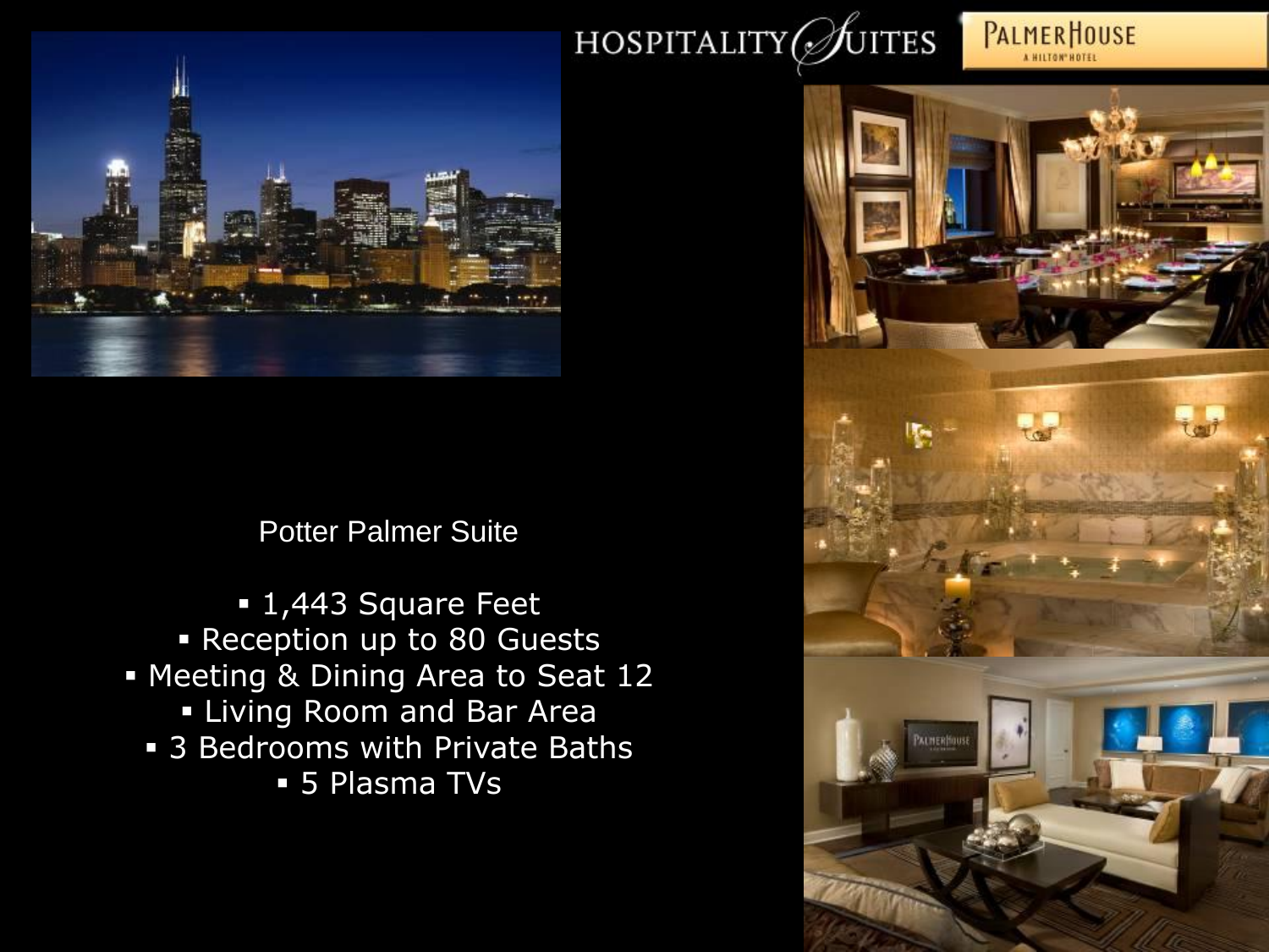HOSPITALITY SUITES

PALMER HOUSE
A HILTON HOTEL

Potter Palmer Suite

- 1,443 Square Feet
- Reception up to 80 Guests
- Meeting & Dining Area to Seat 12
- Living Room and Bar Area
- 3 Bedrooms with Private Baths
- 5 Plasma TVs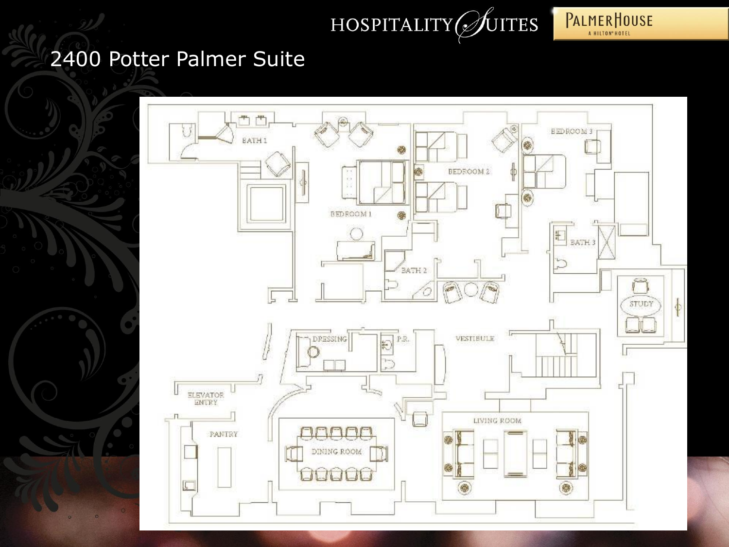HOSPITALITY SUITES

PALMER HOUSE
A HILTON HOTEL

# 2400 Potter Palmer Suite

BATH 1

BEDROOM 1

BEDROOM 2

BEDROOM 3

BATH 2

BATH 3

STUDY

DRESSING

P.R.

VESTIBULE

ELEVATOR ENTRY

PANTRY

DINING ROOM

LIVING ROOM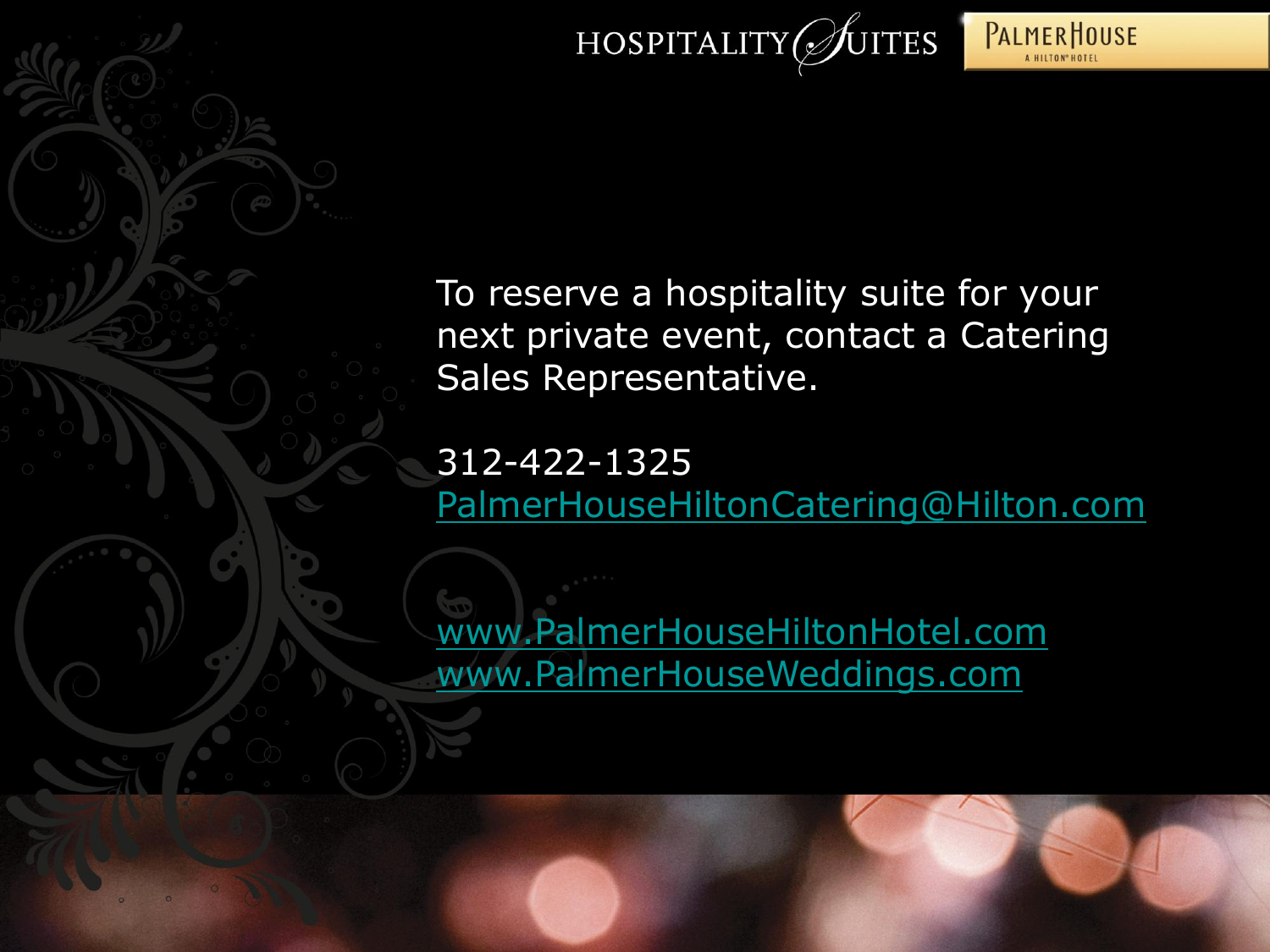HOSPITALITY SUITES

PALMER HOUSE
A HILTON HOTEL

To reserve a hospitality suite for your next private event, contact a Catering Sales Representative.

312-422-1325
PalmerHouseHiltonCatering@Hilton.com

www.PalmerHouseHiltonHotel.com
www.PalmerHouseWeddings.com